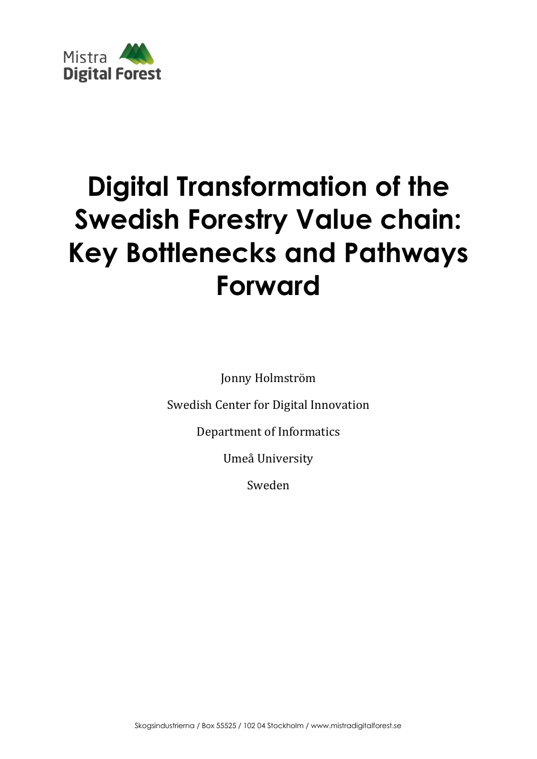Mistra
**Digital Forest**

# Digital Transformation of the Swedish Forestry Value chain: Key Bottlenecks and Pathways Forward

Jonny Holmström

Swedish Center for Digital Innovation

Department of Informatics

Umeå University

Sweden

Skogsindustrierna / Box 55525 / 102 04 Stockholm / www.mistradigitalforest.se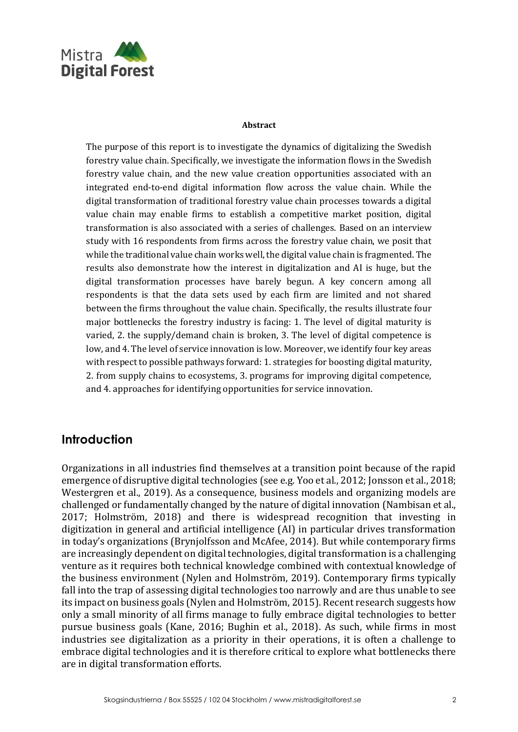**Abstract**

The purpose of this report is to investigate the dynamics of digitalizing the Swedish forestry value chain. Specifically, we investigate the information flows in the Swedish forestry value chain, and the new value creation opportunities associated with an integrated end-to-end digital information flow across the value chain. While the digital transformation of traditional forestry value chain processes towards a digital value chain may enable firms to establish a competitive market position, digital transformation is also associated with a series of challenges. Based on an interview study with 16 respondents from firms across the forestry value chain, we posit that while the traditional value chain works well, the digital value chain is fragmented. The results also demonstrate how the interest in digitalization and AI is huge, but the digital transformation processes have barely begun. A key concern among all respondents is that the data sets used by each firm are limited and not shared between the firms throughout the value chain. Specifically, the results illustrate four major bottlenecks the forestry industry is facing: 1. The level of digital maturity is varied, 2. the supply/demand chain is broken, 3. The level of digital competence is low, and 4. The level of service innovation is low. Moreover, we identify four key areas with respect to possible pathways forward: 1. strategies for boosting digital maturity, 2. from supply chains to ecosystems, 3. programs for improving digital competence, and 4. approaches for identifying opportunities for service innovation.

## Introduction

Organizations in all industries find themselves at a transition point because of the rapid emergence of disruptive digital technologies (see e.g. Yoo et al., 2012; Jonsson et al., 2018; Westergren et al., 2019). As a consequence, business models and organizing models are challenged or fundamentally changed by the nature of digital innovation (Nambisan et al., 2017; Holmström, 2018) and there is widespread recognition that investing in digitization in general and artificial intelligence (AI) in particular drives transformation in today's organizations (Brynjolfsson and McAfee, 2014). But while contemporary firms are increasingly dependent on digital technologies, digital transformation is a challenging venture as it requires both technical knowledge combined with contextual knowledge of the business environment (Nylen and Holmström, 2019). Contemporary firms typically fall into the trap of assessing digital technologies too narrowly and are thus unable to see its impact on business goals (Nylen and Holmström, 2015). Recent research suggests how only a small minority of all firms manage to fully embrace digital technologies to better pursue business goals (Kane, 2016; Bughin et al., 2018). As such, while firms in most industries see digitalization as a priority in their operations, it is often a challenge to embrace digital technologies and it is therefore critical to explore what bottlenecks there are in digital transformation efforts.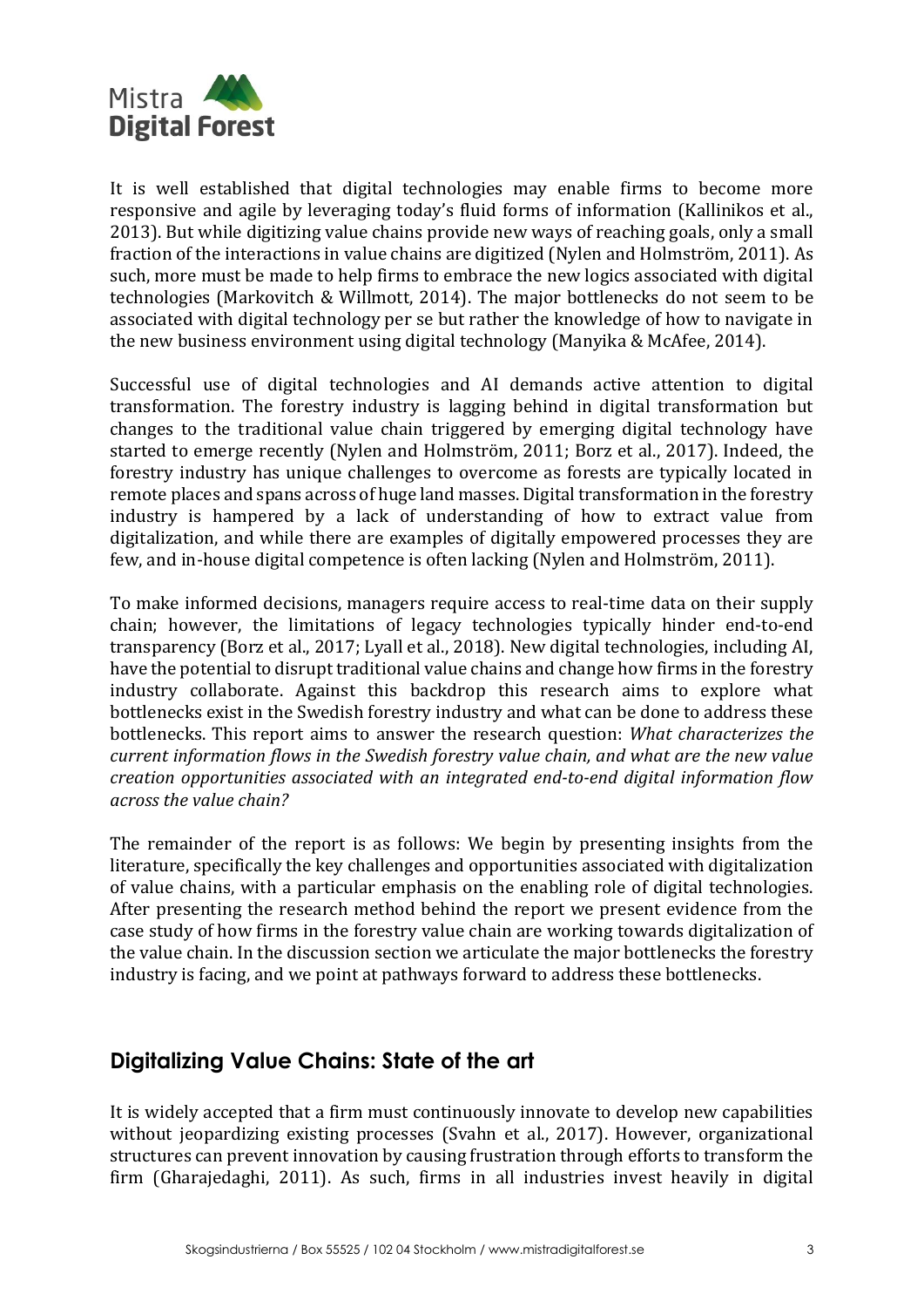It is well established that digital technologies may enable firms to become more responsive and agile by leveraging today's fluid forms of information (Kallinikos et al., 2013). But while digitizing value chains provide new ways of reaching goals, only a small fraction of the interactions in value chains are digitized (Nylen and Holmström, 2011). As such, more must be made to help firms to embrace the new logics associated with digital technologies (Markovitch & Willmott, 2014). The major bottlenecks do not seem to be associated with digital technology per se but rather the knowledge of how to navigate in the new business environment using digital technology (Manyika & McAfee, 2014).

Successful use of digital technologies and AI demands active attention to digital transformation. The forestry industry is lagging behind in digital transformation but changes to the traditional value chain triggered by emerging digital technology have started to emerge recently (Nylen and Holmström, 2011; Borz et al., 2017). Indeed, the forestry industry has unique challenges to overcome as forests are typically located in remote places and spans across of huge land masses. Digital transformation in the forestry industry is hampered by a lack of understanding of how to extract value from digitalization, and while there are examples of digitally empowered processes they are few, and in-house digital competence is often lacking (Nylen and Holmström, 2011).

To make informed decisions, managers require access to real-time data on their supply chain; however, the limitations of legacy technologies typically hinder end-to-end transparency (Borz et al., 2017; Lyall et al., 2018). New digital technologies, including AI, have the potential to disrupt traditional value chains and change how firms in the forestry industry collaborate. Against this backdrop this research aims to explore what bottlenecks exist in the Swedish forestry industry and what can be done to address these bottlenecks. This report aims to answer the research question: *What characterizes the current information flows in the Swedish forestry value chain, and what are the new value creation opportunities associated with an integrated end-to-end digital information flow across the value chain?*

The remainder of the report is as follows: We begin by presenting insights from the literature, specifically the key challenges and opportunities associated with digitalization of value chains, with a particular emphasis on the enabling role of digital technologies. After presenting the research method behind the report we present evidence from the case study of how firms in the forestry value chain are working towards digitalization of the value chain. In the discussion section we articulate the major bottlenecks the forestry industry is facing, and we point at pathways forward to address these bottlenecks.

## Digitalizing Value Chains: State of the art

It is widely accepted that a firm must continuously innovate to develop new capabilities without jeopardizing existing processes (Svahn et al., 2017). However, organizational structures can prevent innovation by causing frustration through efforts to transform the firm (Gharajedaghi, 2011). As such, firms in all industries invest heavily in digital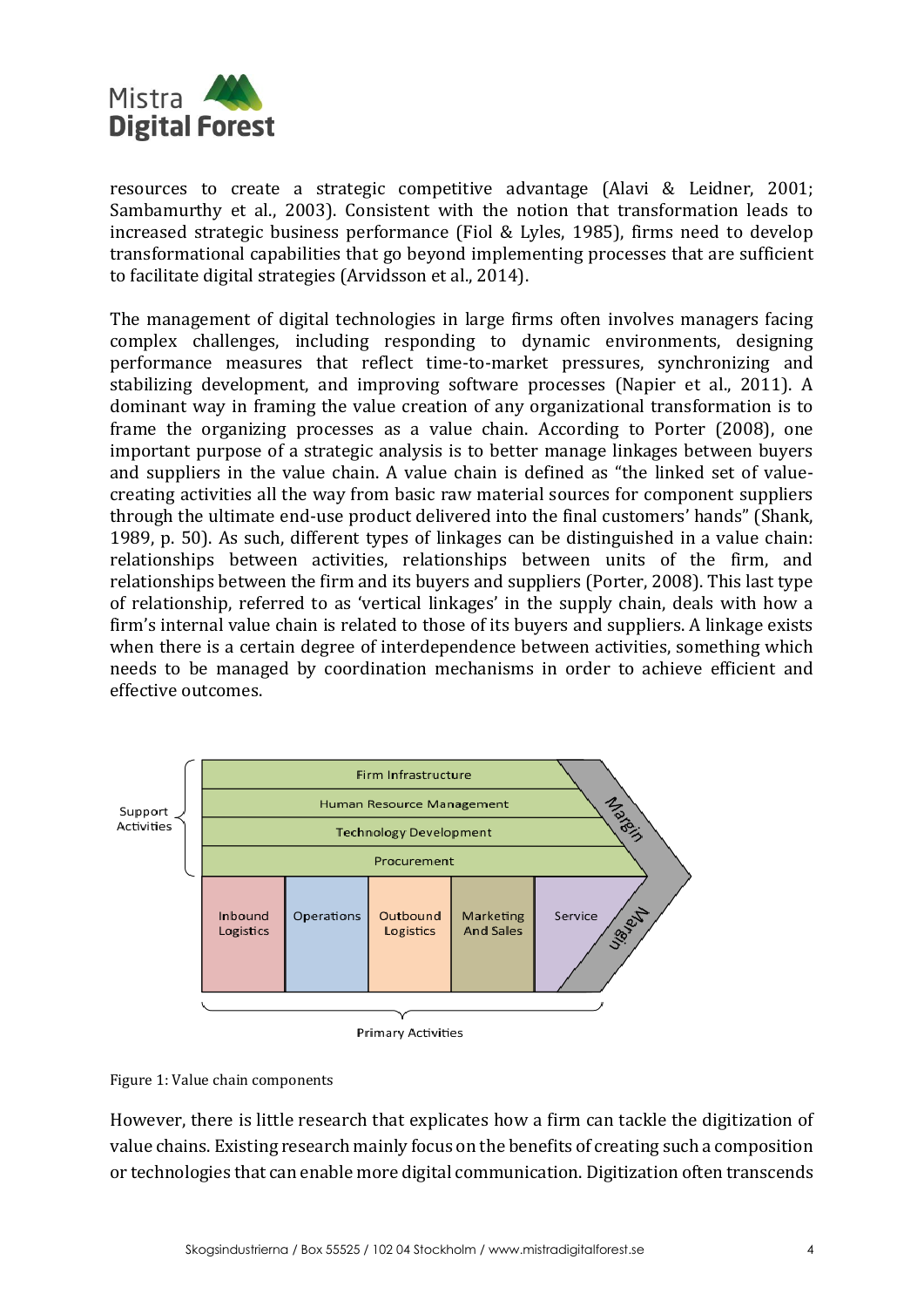resources to create a strategic competitive advantage (Alavi & Leidner, 2001; Sambamurthy et al., 2003). Consistent with the notion that transformation leads to increased strategic business performance (Fiol & Lyles, 1985), firms need to develop transformational capabilities that go beyond implementing processes that are sufficient to facilitate digital strategies (Arvidsson et al., 2014).

The management of digital technologies in large firms often involves managers facing complex challenges, including responding to dynamic environments, designing performance measures that reflect time-to-market pressures, synchronizing and stabilizing development, and improving software processes (Napier et al., 2011). A dominant way in framing the value creation of any organizational transformation is to frame the organizing processes as a value chain. According to Porter (2008), one important purpose of a strategic analysis is to better manage linkages between buyers and suppliers in the value chain. A value chain is defined as "the linked set of value-creating activities all the way from basic raw material sources for component suppliers through the ultimate end-use product delivered into the final customers' hands" (Shank, 1989, p. 50). As such, different types of linkages can be distinguished in a value chain: relationships between activities, relationships between units of the firm, and relationships between the firm and its buyers and suppliers (Porter, 2008). This last type of relationship, referred to as 'vertical linkages' in the supply chain, deals with how a firm's internal value chain is related to those of its buyers and suppliers. A linkage exists when there is a certain degree of interdependence between activities, something which needs to be managed by coordination mechanisms in order to achieve efficient and effective outcomes.

Support Activities: Firm Infrastructure; Human Resource Management; Technology Development; Procurement

Primary Activities: Inbound Logistics; Operations; Outbound Logistics; Marketing And Sales; Service

Margin

Figure 1: Value chain components

However, there is little research that explicates how a firm can tackle the digitization of value chains. Existing research mainly focus on the benefits of creating such a composition or technologies that can enable more digital communication. Digitization often transcends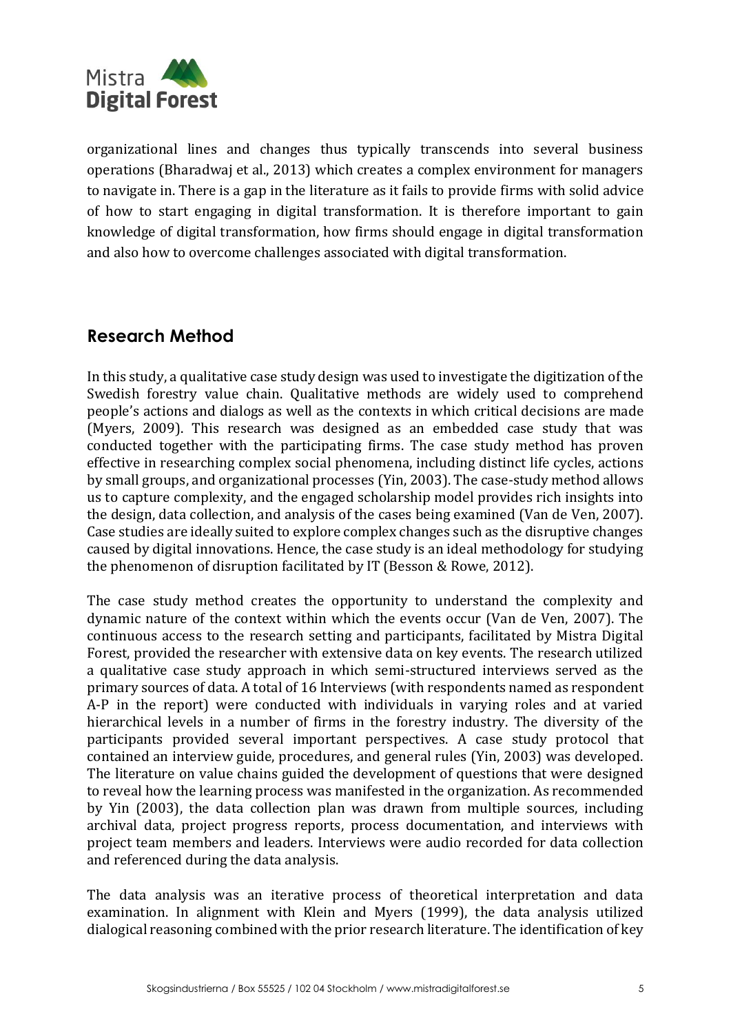organizational lines and changes thus typically transcends into several business operations (Bharadwaj et al., 2013) which creates a complex environment for managers to navigate in. There is a gap in the literature as it fails to provide firms with solid advice of how to start engaging in digital transformation. It is therefore important to gain knowledge of digital transformation, how firms should engage in digital transformation and also how to overcome challenges associated with digital transformation.

## Research Method

In this study, a qualitative case study design was used to investigate the digitization of the Swedish forestry value chain. Qualitative methods are widely used to comprehend people's actions and dialogs as well as the contexts in which critical decisions are made (Myers, 2009). This research was designed as an embedded case study that was conducted together with the participating firms. The case study method has proven effective in researching complex social phenomena, including distinct life cycles, actions by small groups, and organizational processes (Yin, 2003). The case-study method allows us to capture complexity, and the engaged scholarship model provides rich insights into the design, data collection, and analysis of the cases being examined (Van de Ven, 2007). Case studies are ideally suited to explore complex changes such as the disruptive changes caused by digital innovations. Hence, the case study is an ideal methodology for studying the phenomenon of disruption facilitated by IT (Besson & Rowe, 2012).

The case study method creates the opportunity to understand the complexity and dynamic nature of the context within which the events occur (Van de Ven, 2007). The continuous access to the research setting and participants, facilitated by Mistra Digital Forest, provided the researcher with extensive data on key events. The research utilized a qualitative case study approach in which semi-structured interviews served as the primary sources of data. A total of 16 Interviews (with respondents named as respondent A-P in the report) were conducted with individuals in varying roles and at varied hierarchical levels in a number of firms in the forestry industry. The diversity of the participants provided several important perspectives. A case study protocol that contained an interview guide, procedures, and general rules (Yin, 2003) was developed. The literature on value chains guided the development of questions that were designed to reveal how the learning process was manifested in the organization. As recommended by Yin (2003), the data collection plan was drawn from multiple sources, including archival data, project progress reports, process documentation, and interviews with project team members and leaders. Interviews were audio recorded for data collection and referenced during the data analysis.

The data analysis was an iterative process of theoretical interpretation and data examination. In alignment with Klein and Myers (1999), the data analysis utilized dialogical reasoning combined with the prior research literature. The identification of key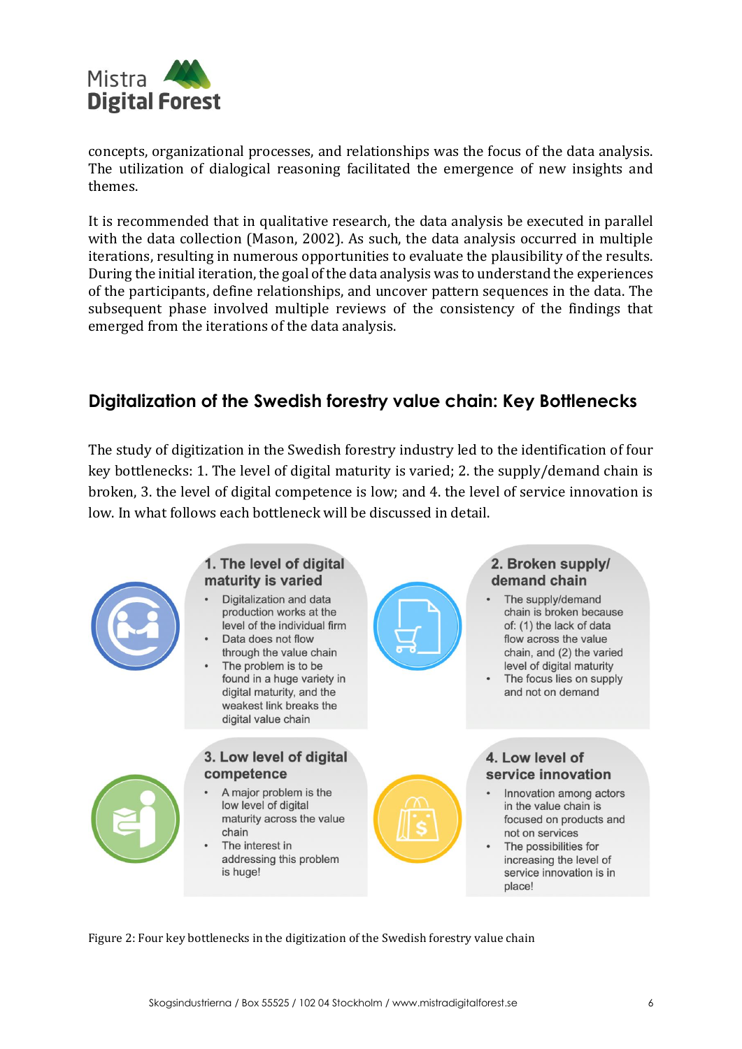concepts, organizational processes, and relationships was the focus of the data analysis. The utilization of dialogical reasoning facilitated the emergence of new insights and themes.

It is recommended that in qualitative research, the data analysis be executed in parallel with the data collection (Mason, 2002). As such, the data analysis occurred in multiple iterations, resulting in numerous opportunities to evaluate the plausibility of the results. During the initial iteration, the goal of the data analysis was to understand the experiences of the participants, define relationships, and uncover pattern sequences in the data. The subsequent phase involved multiple reviews of the consistency of the findings that emerged from the iterations of the data analysis.

## Digitalization of the Swedish forestry value chain: Key Bottlenecks

The study of digitization in the Swedish forestry industry led to the identification of four key bottlenecks: 1. The level of digital maturity is varied; 2. the supply/demand chain is broken, 3. the level of digital competence is low; and 4. the level of service innovation is low. In what follows each bottleneck will be discussed in detail.

**1. The level of digital maturity is varied**

- Digitalization and data production works at the level of the individual firm
- Data does not flow through the value chain
- The problem is to be found in a huge variety in digital maturity, and the weakest link breaks the digital value chain

**2. Broken supply/demand chain**

- The supply/demand chain is broken because of: (1) the lack of data flow across the value chain, and (2) the varied level of digital maturity
- The focus lies on supply and not on demand

**3. Low level of digital competence**

- A major problem is the low level of digital maturity across the value chain
- The interest in addressing this problem is huge!

**4. Low level of service innovation**

- Innovation among actors in the value chain is focused on products and not on services
- The possibilities for increasing the level of service innovation is in place!

Figure 2: Four key bottlenecks in the digitization of the Swedish forestry value chain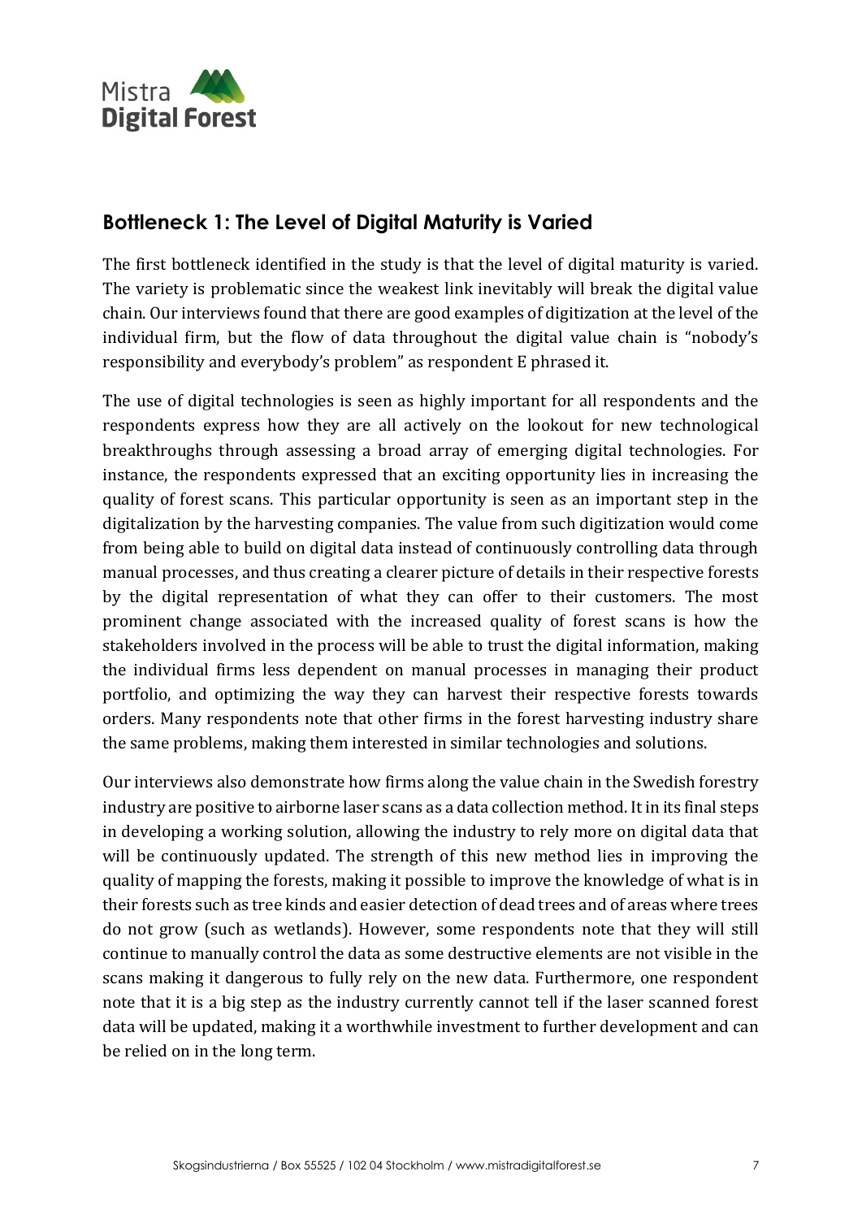## Bottleneck 1: The Level of Digital Maturity is Varied

The first bottleneck identified in the study is that the level of digital maturity is varied. The variety is problematic since the weakest link inevitably will break the digital value chain. Our interviews found that there are good examples of digitization at the level of the individual firm, but the flow of data throughout the digital value chain is "nobody's responsibility and everybody's problem" as respondent E phrased it.

The use of digital technologies is seen as highly important for all respondents and the respondents express how they are all actively on the lookout for new technological breakthroughs through assessing a broad array of emerging digital technologies. For instance, the respondents expressed that an exciting opportunity lies in increasing the quality of forest scans. This particular opportunity is seen as an important step in the digitalization by the harvesting companies. The value from such digitization would come from being able to build on digital data instead of continuously controlling data through manual processes, and thus creating a clearer picture of details in their respective forests by the digital representation of what they can offer to their customers. The most prominent change associated with the increased quality of forest scans is how the stakeholders involved in the process will be able to trust the digital information, making the individual firms less dependent on manual processes in managing their product portfolio, and optimizing the way they can harvest their respective forests towards orders. Many respondents note that other firms in the forest harvesting industry share the same problems, making them interested in similar technologies and solutions.

Our interviews also demonstrate how firms along the value chain in the Swedish forestry industry are positive to airborne laser scans as a data collection method. It in its final steps in developing a working solution, allowing the industry to rely more on digital data that will be continuously updated. The strength of this new method lies in improving the quality of mapping the forests, making it possible to improve the knowledge of what is in their forests such as tree kinds and easier detection of dead trees and of areas where trees do not grow (such as wetlands). However, some respondents note that they will still continue to manually control the data as some destructive elements are not visible in the scans making it dangerous to fully rely on the new data. Furthermore, one respondent note that it is a big step as the industry currently cannot tell if the laser scanned forest data will be updated, making it a worthwhile investment to further development and can be relied on in the long term.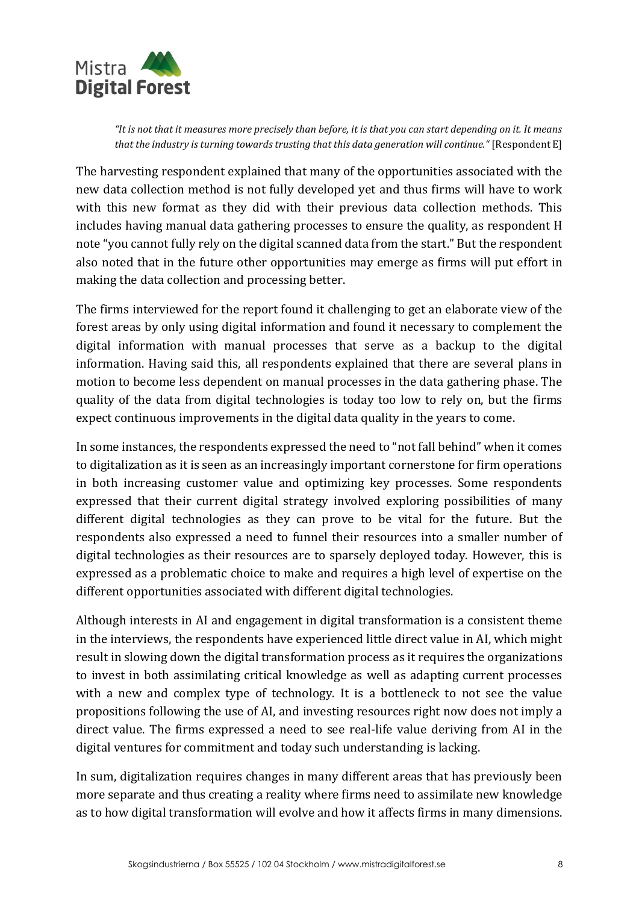*"It is not that it measures more precisely than before, it is that you can start depending on it. It means that the industry is turning towards trusting that this data generation will continue."* [Respondent E]

The harvesting respondent explained that many of the opportunities associated with the new data collection method is not fully developed yet and thus firms will have to work with this new format as they did with their previous data collection methods. This includes having manual data gathering processes to ensure the quality, as respondent H note "you cannot fully rely on the digital scanned data from the start." But the respondent also noted that in the future other opportunities may emerge as firms will put effort in making the data collection and processing better.

The firms interviewed for the report found it challenging to get an elaborate view of the forest areas by only using digital information and found it necessary to complement the digital information with manual processes that serve as a backup to the digital information. Having said this, all respondents explained that there are several plans in motion to become less dependent on manual processes in the data gathering phase. The quality of the data from digital technologies is today too low to rely on, but the firms expect continuous improvements in the digital data quality in the years to come.

In some instances, the respondents expressed the need to "not fall behind" when it comes to digitalization as it is seen as an increasingly important cornerstone for firm operations in both increasing customer value and optimizing key processes. Some respondents expressed that their current digital strategy involved exploring possibilities of many different digital technologies as they can prove to be vital for the future. But the respondents also expressed a need to funnel their resources into a smaller number of digital technologies as their resources are to sparsely deployed today. However, this is expressed as a problematic choice to make and requires a high level of expertise on the different opportunities associated with different digital technologies.

Although interests in AI and engagement in digital transformation is a consistent theme in the interviews, the respondents have experienced little direct value in AI, which might result in slowing down the digital transformation process as it requires the organizations to invest in both assimilating critical knowledge as well as adapting current processes with a new and complex type of technology. It is a bottleneck to not see the value propositions following the use of AI, and investing resources right now does not imply a direct value. The firms expressed a need to see real-life value deriving from AI in the digital ventures for commitment and today such understanding is lacking.

In sum, digitalization requires changes in many different areas that has previously been more separate and thus creating a reality where firms need to assimilate new knowledge as to how digital transformation will evolve and how it affects firms in many dimensions.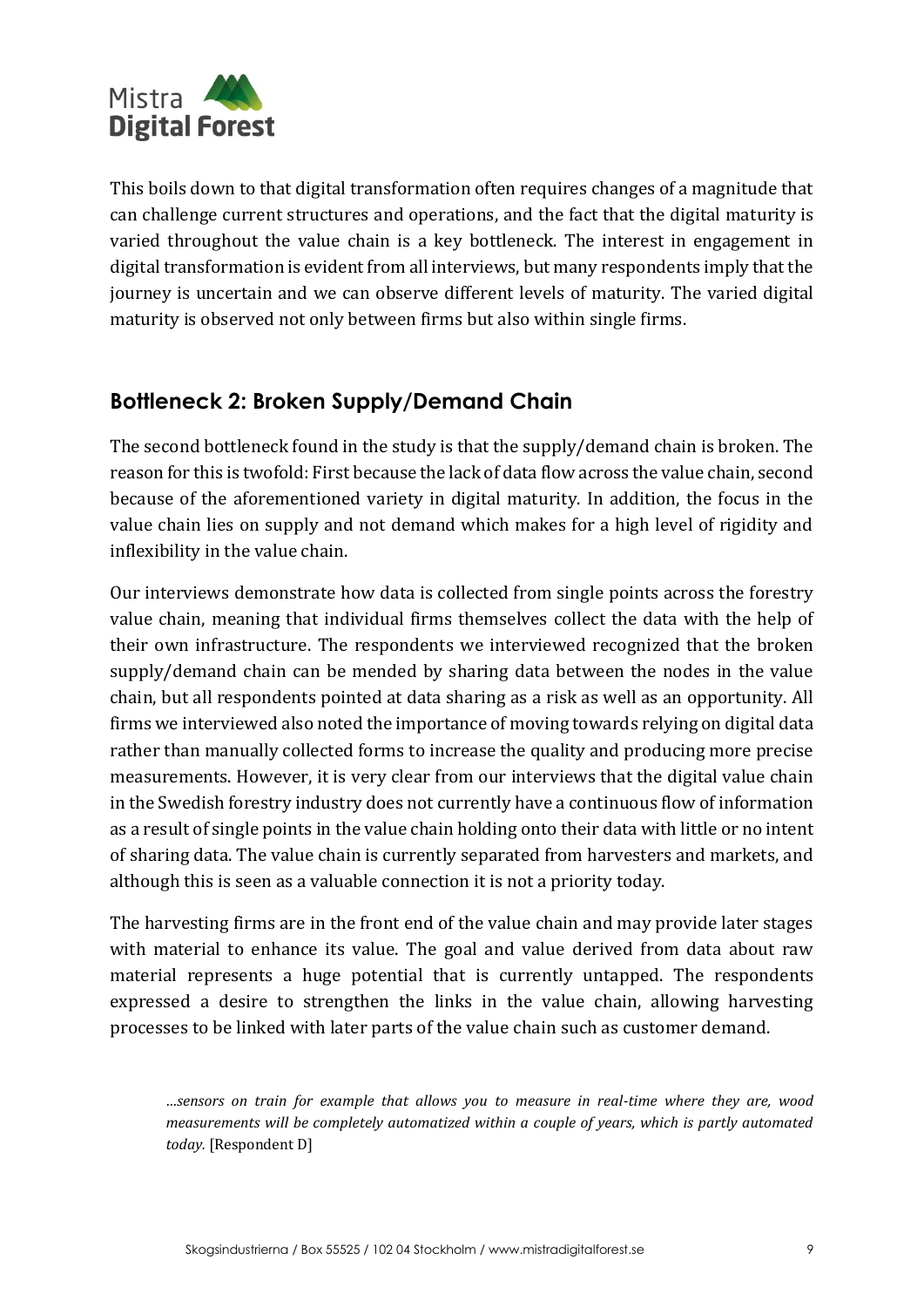This boils down to that digital transformation often requires changes of a magnitude that can challenge current structures and operations, and the fact that the digital maturity is varied throughout the value chain is a key bottleneck. The interest in engagement in digital transformation is evident from all interviews, but many respondents imply that the journey is uncertain and we can observe different levels of maturity. The varied digital maturity is observed not only between firms but also within single firms.

## Bottleneck 2: Broken Supply/Demand Chain

The second bottleneck found in the study is that the supply/demand chain is broken. The reason for this is twofold: First because the lack of data flow across the value chain, second because of the aforementioned variety in digital maturity. In addition, the focus in the value chain lies on supply and not demand which makes for a high level of rigidity and inflexibility in the value chain.

Our interviews demonstrate how data is collected from single points across the forestry value chain, meaning that individual firms themselves collect the data with the help of their own infrastructure. The respondents we interviewed recognized that the broken supply/demand chain can be mended by sharing data between the nodes in the value chain, but all respondents pointed at data sharing as a risk as well as an opportunity. All firms we interviewed also noted the importance of moving towards relying on digital data rather than manually collected forms to increase the quality and producing more precise measurements. However, it is very clear from our interviews that the digital value chain in the Swedish forestry industry does not currently have a continuous flow of information as a result of single points in the value chain holding onto their data with little or no intent of sharing data. The value chain is currently separated from harvesters and markets, and although this is seen as a valuable connection it is not a priority today.

The harvesting firms are in the front end of the value chain and may provide later stages with material to enhance its value. The goal and value derived from data about raw material represents a huge potential that is currently untapped. The respondents expressed a desire to strengthen the links in the value chain, allowing harvesting processes to be linked with later parts of the value chain such as customer demand.

> *…sensors on train for example that allows you to measure in real-time where they are, wood measurements will be completely automatized within a couple of years, which is partly automated today.* [Respondent D]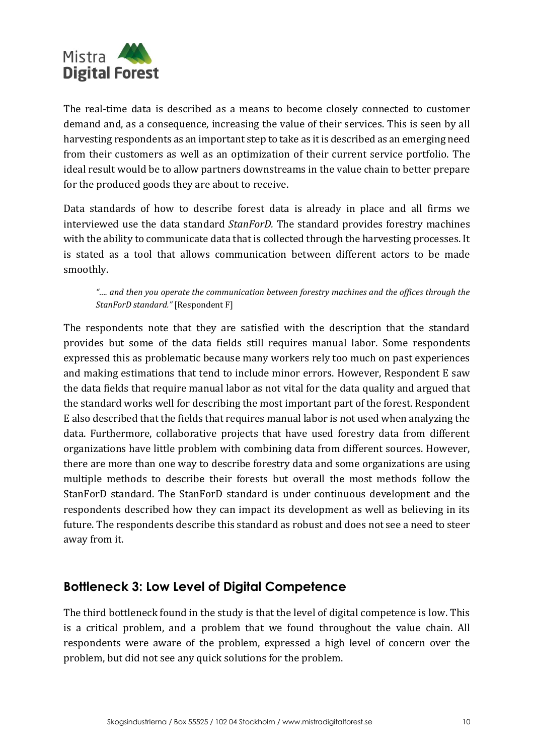The real-time data is described as a means to become closely connected to customer demand and, as a consequence, increasing the value of their services. This is seen by all harvesting respondents as an important step to take as it is described as an emerging need from their customers as well as an optimization of their current service portfolio. The ideal result would be to allow partners downstreams in the value chain to better prepare for the produced goods they are about to receive.

Data standards of how to describe forest data is already in place and all firms we interviewed use the data standard *StanForD.* The standard provides forestry machines with the ability to communicate data that is collected through the harvesting processes. It is stated as a tool that allows communication between different actors to be made smoothly.

> *"…. and then you operate the communication between forestry machines and the offices through the StanForD standard."* [Respondent F]

The respondents note that they are satisfied with the description that the standard provides but some of the data fields still requires manual labor. Some respondents expressed this as problematic because many workers rely too much on past experiences and making estimations that tend to include minor errors. However, Respondent E saw the data fields that require manual labor as not vital for the data quality and argued that the standard works well for describing the most important part of the forest. Respondent E also described that the fields that requires manual labor is not used when analyzing the data. Furthermore, collaborative projects that have used forestry data from different organizations have little problem with combining data from different sources. However, there are more than one way to describe forestry data and some organizations are using multiple methods to describe their forests but overall the most methods follow the StanForD standard. The StanForD standard is under continuous development and the respondents described how they can impact its development as well as believing in its future. The respondents describe this standard as robust and does not see a need to steer away from it.

## Bottleneck 3: Low Level of Digital Competence

The third bottleneck found in the study is that the level of digital competence is low. This is a critical problem, and a problem that we found throughout the value chain. All respondents were aware of the problem, expressed a high level of concern over the problem, but did not see any quick solutions for the problem.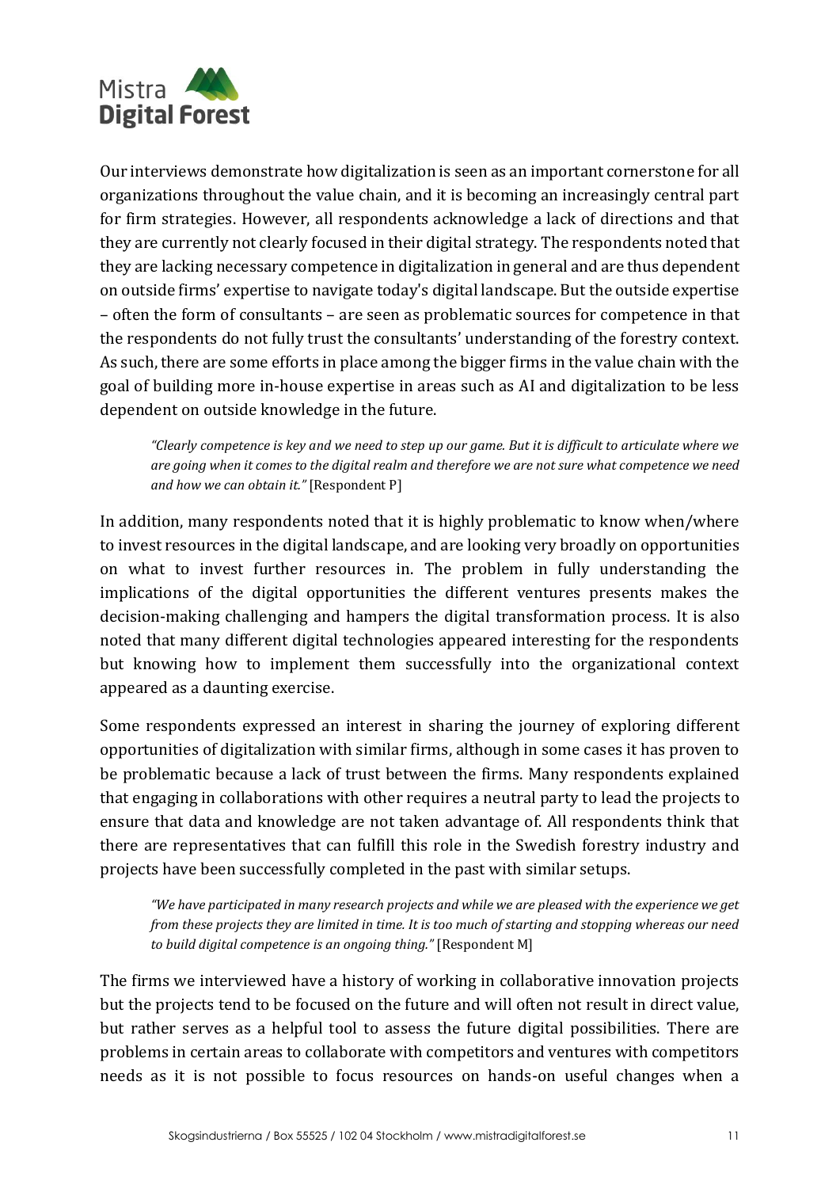Our interviews demonstrate how digitalization is seen as an important cornerstone for all organizations throughout the value chain, and it is becoming an increasingly central part for firm strategies. However, all respondents acknowledge a lack of directions and that they are currently not clearly focused in their digital strategy. The respondents noted that they are lacking necessary competence in digitalization in general and are thus dependent on outside firms' expertise to navigate today's digital landscape. But the outside expertise – often the form of consultants – are seen as problematic sources for competence in that the respondents do not fully trust the consultants' understanding of the forestry context. As such, there are some efforts in place among the bigger firms in the value chain with the goal of building more in-house expertise in areas such as AI and digitalization to be less dependent on outside knowledge in the future.

> *"Clearly competence is key and we need to step up our game. But it is difficult to articulate where we are going when it comes to the digital realm and therefore we are not sure what competence we need and how we can obtain it."* [Respondent P]

In addition, many respondents noted that it is highly problematic to know when/where to invest resources in the digital landscape, and are looking very broadly on opportunities on what to invest further resources in. The problem in fully understanding the implications of the digital opportunities the different ventures presents makes the decision-making challenging and hampers the digital transformation process. It is also noted that many different digital technologies appeared interesting for the respondents but knowing how to implement them successfully into the organizational context appeared as a daunting exercise.

Some respondents expressed an interest in sharing the journey of exploring different opportunities of digitalization with similar firms, although in some cases it has proven to be problematic because a lack of trust between the firms. Many respondents explained that engaging in collaborations with other requires a neutral party to lead the projects to ensure that data and knowledge are not taken advantage of. All respondents think that there are representatives that can fulfill this role in the Swedish forestry industry and projects have been successfully completed in the past with similar setups.

> *"We have participated in many research projects and while we are pleased with the experience we get from these projects they are limited in time. It is too much of starting and stopping whereas our need to build digital competence is an ongoing thing."* [Respondent M]

The firms we interviewed have a history of working in collaborative innovation projects but the projects tend to be focused on the future and will often not result in direct value, but rather serves as a helpful tool to assess the future digital possibilities. There are problems in certain areas to collaborate with competitors and ventures with competitors needs as it is not possible to focus resources on hands-on useful changes when a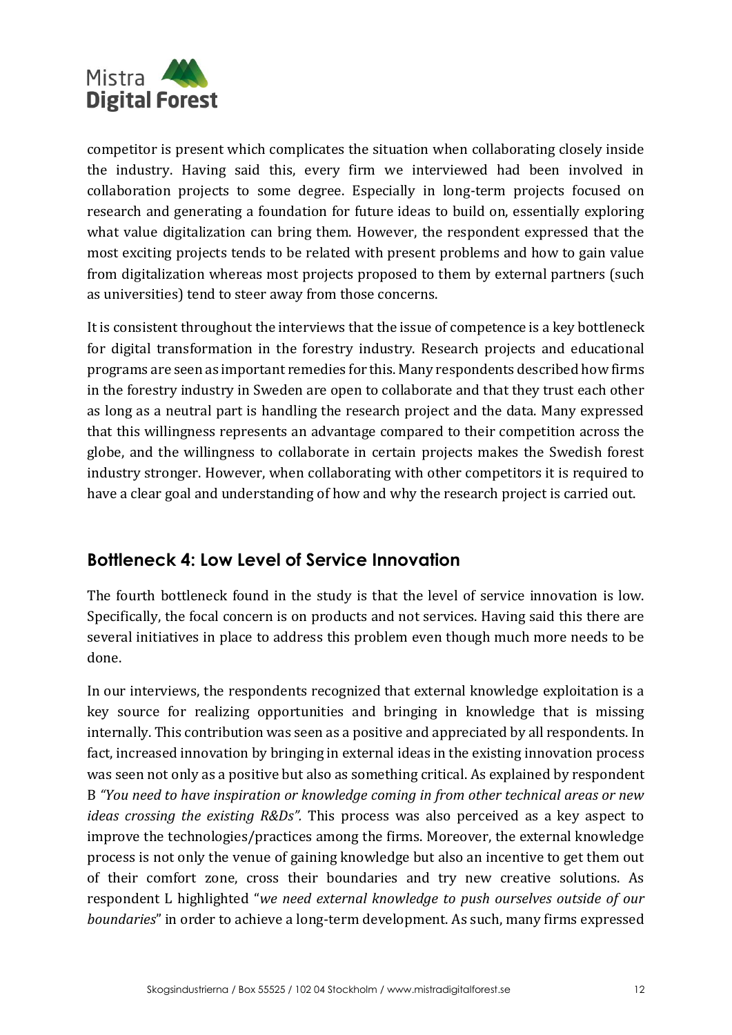competitor is present which complicates the situation when collaborating closely inside the industry. Having said this, every firm we interviewed had been involved in collaboration projects to some degree. Especially in long-term projects focused on research and generating a foundation for future ideas to build on, essentially exploring what value digitalization can bring them. However, the respondent expressed that the most exciting projects tends to be related with present problems and how to gain value from digitalization whereas most projects proposed to them by external partners (such as universities) tend to steer away from those concerns.

It is consistent throughout the interviews that the issue of competence is a key bottleneck for digital transformation in the forestry industry. Research projects and educational programs are seen as important remedies for this. Many respondents described how firms in the forestry industry in Sweden are open to collaborate and that they trust each other as long as a neutral part is handling the research project and the data. Many expressed that this willingness represents an advantage compared to their competition across the globe, and the willingness to collaborate in certain projects makes the Swedish forest industry stronger. However, when collaborating with other competitors it is required to have a clear goal and understanding of how and why the research project is carried out.

## Bottleneck 4: Low Level of Service Innovation

The fourth bottleneck found in the study is that the level of service innovation is low. Specifically, the focal concern is on products and not services. Having said this there are several initiatives in place to address this problem even though much more needs to be done.

In our interviews, the respondents recognized that external knowledge exploitation is a key source for realizing opportunities and bringing in knowledge that is missing internally. This contribution was seen as a positive and appreciated by all respondents. In fact, increased innovation by bringing in external ideas in the existing innovation process was seen not only as a positive but also as something critical. As explained by respondent B *"You need to have inspiration or knowledge coming in from other technical areas or new ideas crossing the existing R&Ds".* This process was also perceived as a key aspect to improve the technologies/practices among the firms. Moreover, the external knowledge process is not only the venue of gaining knowledge but also an incentive to get them out of their comfort zone, cross their boundaries and try new creative solutions. As respondent L highlighted "*we need external knowledge to push ourselves outside of our boundaries*" in order to achieve a long-term development. As such, many firms expressed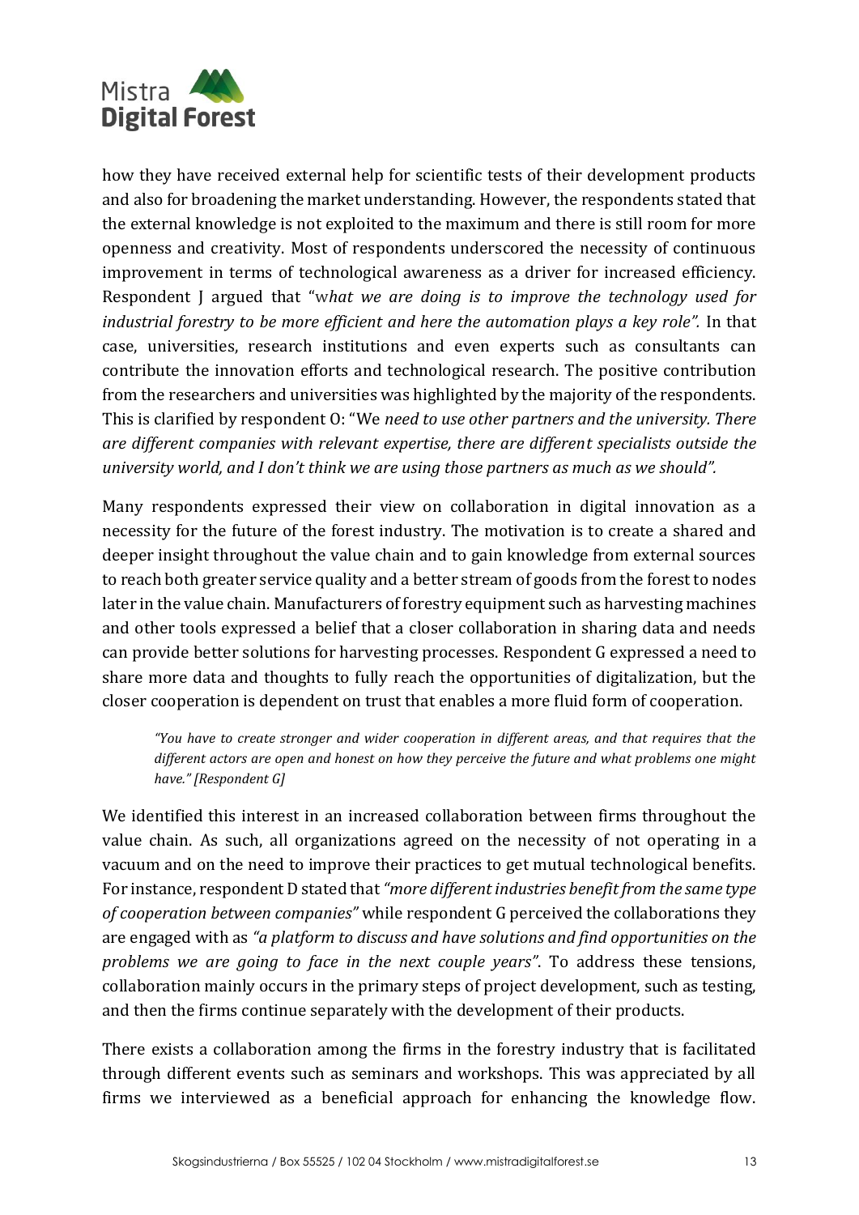how they have received external help for scientific tests of their development products and also for broadening the market understanding. However, the respondents stated that the external knowledge is not exploited to the maximum and there is still room for more openness and creativity. Most of respondents underscored the necessity of continuous improvement in terms of technological awareness as a driver for increased efficiency. Respondent J argued that "w*hat we are doing is to improve the technology used for industrial forestry to be more efficient and here the automation plays a key role".* In that case, universities, research institutions and even experts such as consultants can contribute the innovation efforts and technological research. The positive contribution from the researchers and universities was highlighted by the majority of the respondents. This is clarified by respondent O: "We *need to use other partners and the university. There are different companies with relevant expertise, there are different specialists outside the university world, and I don't think we are using those partners as much as we should".*

Many respondents expressed their view on collaboration in digital innovation as a necessity for the future of the forest industry. The motivation is to create a shared and deeper insight throughout the value chain and to gain knowledge from external sources to reach both greater service quality and a better stream of goods from the forest to nodes later in the value chain. Manufacturers of forestry equipment such as harvesting machines and other tools expressed a belief that a closer collaboration in sharing data and needs can provide better solutions for harvesting processes. Respondent G expressed a need to share more data and thoughts to fully reach the opportunities of digitalization, but the closer cooperation is dependent on trust that enables a more fluid form of cooperation.

> *"You have to create stronger and wider cooperation in different areas, and that requires that the different actors are open and honest on how they perceive the future and what problems one might have." [Respondent G]*

We identified this interest in an increased collaboration between firms throughout the value chain. As such, all organizations agreed on the necessity of not operating in a vacuum and on the need to improve their practices to get mutual technological benefits. For instance, respondent D stated that *"more different industries benefit from the same type of cooperation between companies"* while respondent G perceived the collaborations they are engaged with as *"a platform to discuss and have solutions and find opportunities on the problems we are going to face in the next couple years"*. To address these tensions, collaboration mainly occurs in the primary steps of project development, such as testing, and then the firms continue separately with the development of their products.

There exists a collaboration among the firms in the forestry industry that is facilitated through different events such as seminars and workshops. This was appreciated by all firms we interviewed as a beneficial approach for enhancing the knowledge flow.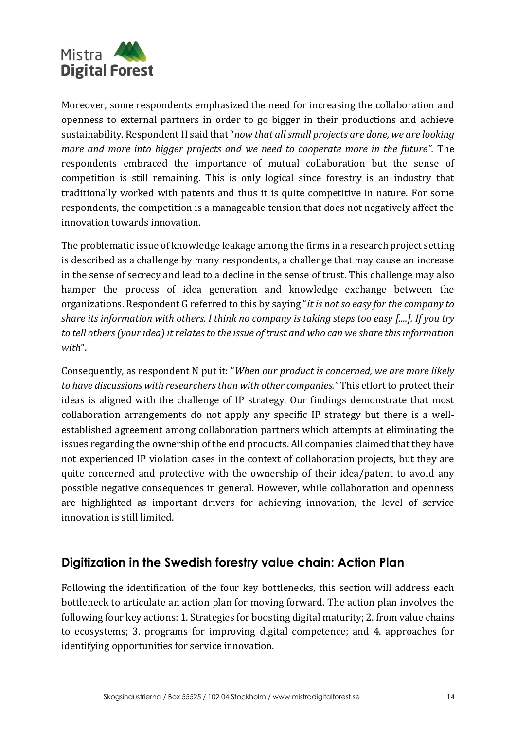Moreover, some respondents emphasized the need for increasing the collaboration and openness to external partners in order to go bigger in their productions and achieve sustainability. Respondent H said that "*now that all small projects are done, we are looking more and more into bigger projects and we need to cooperate more in the future".* The respondents embraced the importance of mutual collaboration but the sense of competition is still remaining. This is only logical since forestry is an industry that traditionally worked with patents and thus it is quite competitive in nature. For some respondents, the competition is a manageable tension that does not negatively affect the innovation towards innovation.

The problematic issue of knowledge leakage among the firms in a research project setting is described as a challenge by many respondents, a challenge that may cause an increase in the sense of secrecy and lead to a decline in the sense of trust. This challenge may also hamper the process of idea generation and knowledge exchange between the organizations. Respondent G referred to this by saying "*it is not so easy for the company to share its information with others. I think no company is taking steps too easy [....]. If you try to tell others (your idea) it relates to the issue of trust and who can we share this information with*".

Consequently, as respondent N put it: "*When our product is concerned, we are more likely to have discussions with researchers than with other companies."* This effort to protect their ideas is aligned with the challenge of IP strategy. Our findings demonstrate that most collaboration arrangements do not apply any specific IP strategy but there is a well-established agreement among collaboration partners which attempts at eliminating the issues regarding the ownership of the end products. All companies claimed that they have not experienced IP violation cases in the context of collaboration projects, but they are quite concerned and protective with the ownership of their idea/patent to avoid any possible negative consequences in general. However, while collaboration and openness are highlighted as important drivers for achieving innovation, the level of service innovation is still limited.

## Digitization in the Swedish forestry value chain: Action Plan

Following the identification of the four key bottlenecks, this section will address each bottleneck to articulate an action plan for moving forward. The action plan involves the following four key actions: 1. Strategies for boosting digital maturity; 2. from value chains to ecosystems; 3. programs for improving digital competence; and 4. approaches for identifying opportunities for service innovation.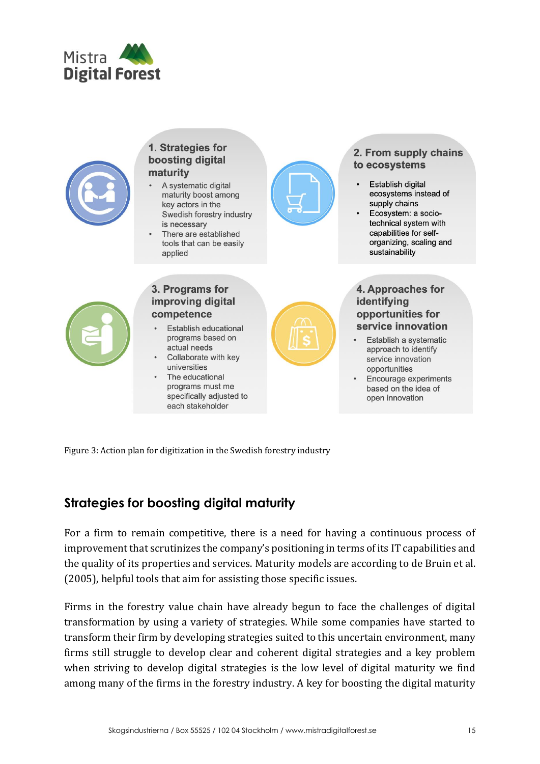### 1. Strategies for boosting digital maturity

- A systematic digital maturity boost among key actors in the Swedish forestry industry is necessary
- There are established tools that can be easily applied

### 2. From supply chains to ecosystems

- Establish digital ecosystems instead of supply chains
- Ecosystem: a socio-technical system with capabilities for self-organizing, scaling and sustainability

### 3. Programs for improving digital competence

- Establish educational programs based on actual needs
- Collaborate with key universities
- The educational programs must me specifically adjusted to each stakeholder

### 4. Approaches for identifying opportunities for service innovation

- Establish a systematic approach to identify service innovation opportunities
- Encourage experiments based on the idea of open innovation

Figure 3: Action plan for digitization in the Swedish forestry industry

## Strategies for boosting digital maturity

For a firm to remain competitive, there is a need for having a continuous process of improvement that scrutinizes the company's positioning in terms of its IT capabilities and the quality of its properties and services. Maturity models are according to de Bruin et al. (2005), helpful tools that aim for assisting those specific issues.

Firms in the forestry value chain have already begun to face the challenges of digital transformation by using a variety of strategies. While some companies have started to transform their firm by developing strategies suited to this uncertain environment, many firms still struggle to develop clear and coherent digital strategies and a key problem when striving to develop digital strategies is the low level of digital maturity we find among many of the firms in the forestry industry. A key for boosting the digital maturity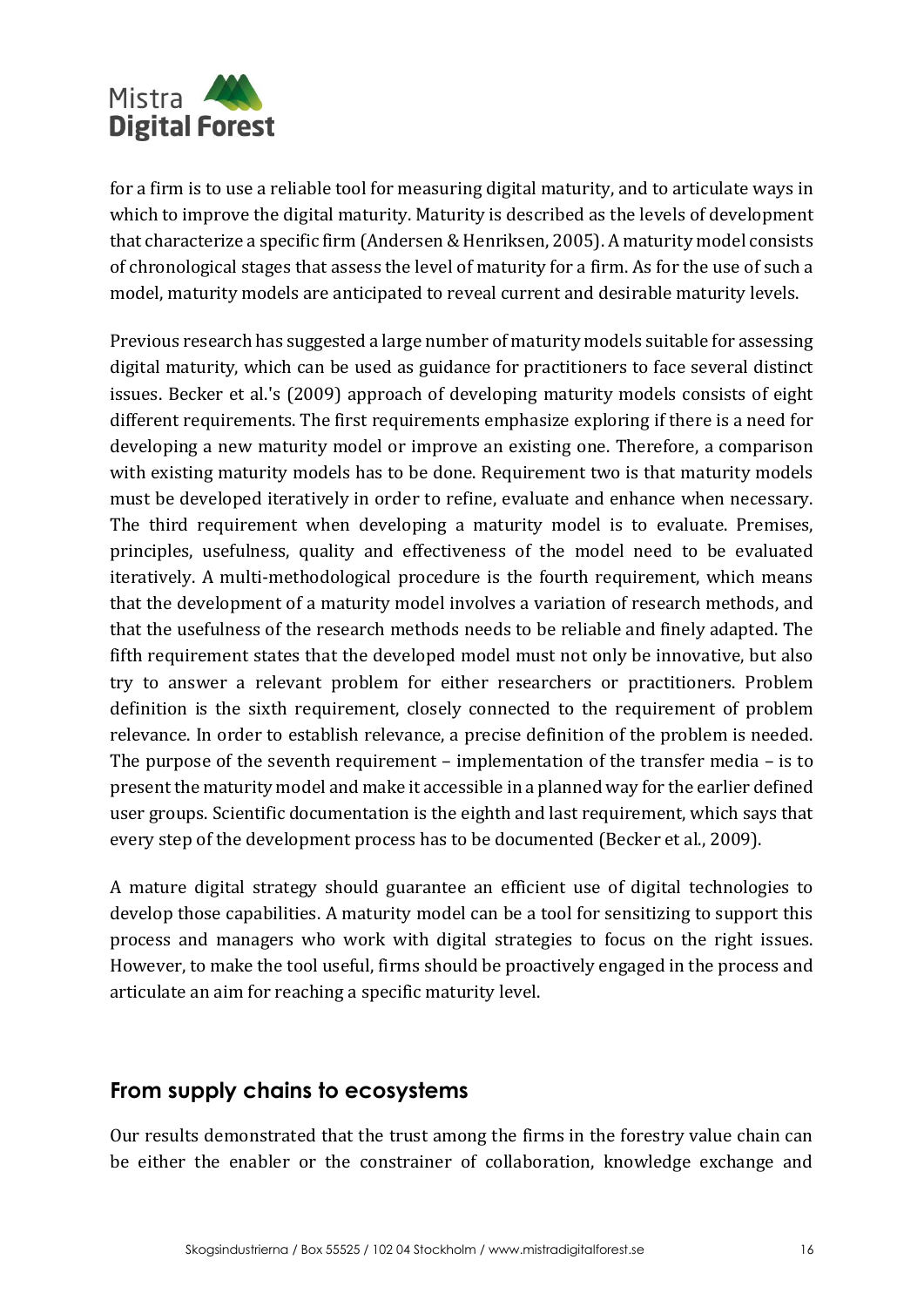for a firm is to use a reliable tool for measuring digital maturity, and to articulate ways in which to improve the digital maturity. Maturity is described as the levels of development that characterize a specific firm (Andersen & Henriksen, 2005). A maturity model consists of chronological stages that assess the level of maturity for a firm. As for the use of such a model, maturity models are anticipated to reveal current and desirable maturity levels.

Previous research has suggested a large number of maturity models suitable for assessing digital maturity, which can be used as guidance for practitioners to face several distinct issues. Becker et al.'s (2009) approach of developing maturity models consists of eight different requirements. The first requirements emphasize exploring if there is a need for developing a new maturity model or improve an existing one. Therefore, a comparison with existing maturity models has to be done. Requirement two is that maturity models must be developed iteratively in order to refine, evaluate and enhance when necessary. The third requirement when developing a maturity model is to evaluate. Premises, principles, usefulness, quality and effectiveness of the model need to be evaluated iteratively. A multi-methodological procedure is the fourth requirement, which means that the development of a maturity model involves a variation of research methods, and that the usefulness of the research methods needs to be reliable and finely adapted. The fifth requirement states that the developed model must not only be innovative, but also try to answer a relevant problem for either researchers or practitioners. Problem definition is the sixth requirement, closely connected to the requirement of problem relevance. In order to establish relevance, a precise definition of the problem is needed. The purpose of the seventh requirement – implementation of the transfer media – is to present the maturity model and make it accessible in a planned way for the earlier defined user groups. Scientific documentation is the eighth and last requirement, which says that every step of the development process has to be documented (Becker et al., 2009).

A mature digital strategy should guarantee an efficient use of digital technologies to develop those capabilities. A maturity model can be a tool for sensitizing to support this process and managers who work with digital strategies to focus on the right issues. However, to make the tool useful, firms should be proactively engaged in the process and articulate an aim for reaching a specific maturity level.

## From supply chains to ecosystems

Our results demonstrated that the trust among the firms in the forestry value chain can be either the enabler or the constrainer of collaboration, knowledge exchange and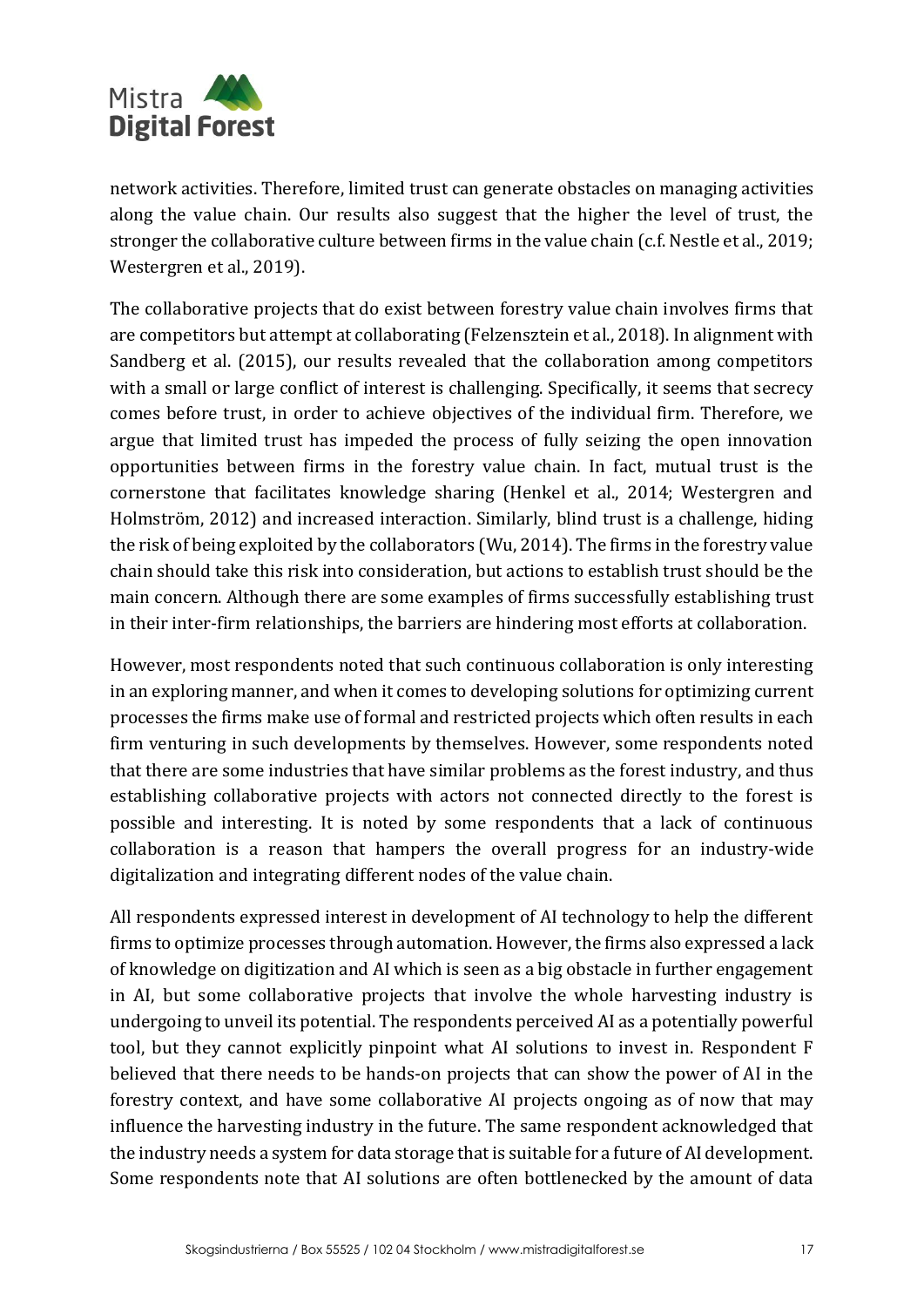network activities. Therefore, limited trust can generate obstacles on managing activities along the value chain. Our results also suggest that the higher the level of trust, the stronger the collaborative culture between firms in the value chain (c.f. Nestle et al., 2019; Westergren et al., 2019).

The collaborative projects that do exist between forestry value chain involves firms that are competitors but attempt at collaborating (Felzensztein et al., 2018). In alignment with Sandberg et al. (2015), our results revealed that the collaboration among competitors with a small or large conflict of interest is challenging. Specifically, it seems that secrecy comes before trust, in order to achieve objectives of the individual firm. Therefore, we argue that limited trust has impeded the process of fully seizing the open innovation opportunities between firms in the forestry value chain. In fact, mutual trust is the cornerstone that facilitates knowledge sharing (Henkel et al., 2014; Westergren and Holmström, 2012) and increased interaction. Similarly, blind trust is a challenge, hiding the risk of being exploited by the collaborators (Wu, 2014). The firms in the forestry value chain should take this risk into consideration, but actions to establish trust should be the main concern. Although there are some examples of firms successfully establishing trust in their inter-firm relationships, the barriers are hindering most efforts at collaboration.

However, most respondents noted that such continuous collaboration is only interesting in an exploring manner, and when it comes to developing solutions for optimizing current processes the firms make use of formal and restricted projects which often results in each firm venturing in such developments by themselves. However, some respondents noted that there are some industries that have similar problems as the forest industry, and thus establishing collaborative projects with actors not connected directly to the forest is possible and interesting. It is noted by some respondents that a lack of continuous collaboration is a reason that hampers the overall progress for an industry-wide digitalization and integrating different nodes of the value chain.

All respondents expressed interest in development of AI technology to help the different firms to optimize processes through automation. However, the firms also expressed a lack of knowledge on digitization and AI which is seen as a big obstacle in further engagement in AI, but some collaborative projects that involve the whole harvesting industry is undergoing to unveil its potential. The respondents perceived AI as a potentially powerful tool, but they cannot explicitly pinpoint what AI solutions to invest in. Respondent F believed that there needs to be hands-on projects that can show the power of AI in the forestry context, and have some collaborative AI projects ongoing as of now that may influence the harvesting industry in the future. The same respondent acknowledged that the industry needs a system for data storage that is suitable for a future of AI development. Some respondents note that AI solutions are often bottlenecked by the amount of data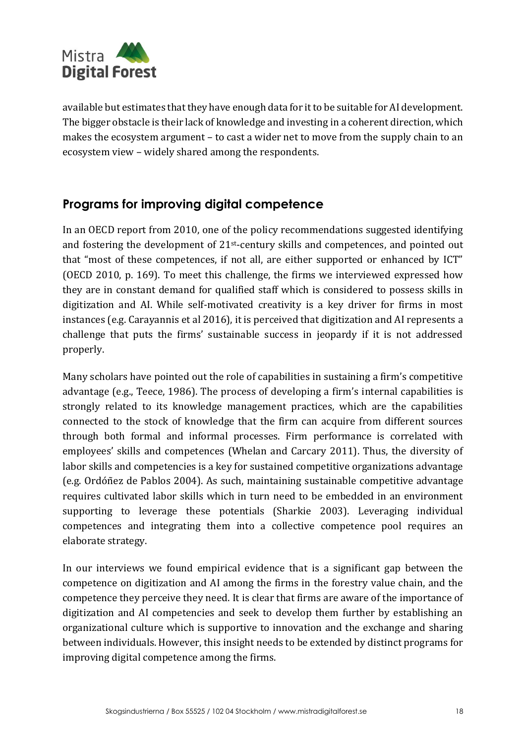available but estimates that they have enough data for it to be suitable for AI development. The bigger obstacle is their lack of knowledge and investing in a coherent direction, which makes the ecosystem argument – to cast a wider net to move from the supply chain to an ecosystem view – widely shared among the respondents.

## Programs for improving digital competence

In an OECD report from 2010, one of the policy recommendations suggested identifying and fostering the development of 21st-century skills and competences, and pointed out that "most of these competences, if not all, are either supported or enhanced by ICT" (OECD 2010, p. 169). To meet this challenge, the firms we interviewed expressed how they are in constant demand for qualified staff which is considered to possess skills in digitization and AI. While self-motivated creativity is a key driver for firms in most instances (e.g. Carayannis et al 2016), it is perceived that digitization and AI represents a challenge that puts the firms' sustainable success in jeopardy if it is not addressed properly.

Many scholars have pointed out the role of capabilities in sustaining a firm's competitive advantage (e.g., Teece, 1986). The process of developing a firm's internal capabilities is strongly related to its knowledge management practices, which are the capabilities connected to the stock of knowledge that the firm can acquire from different sources through both formal and informal processes. Firm performance is correlated with employees' skills and competences (Whelan and Carcary 2011). Thus, the diversity of labor skills and competencies is a key for sustained competitive organizations advantage (e.g. Ordóñez de Pablos 2004). As such, maintaining sustainable competitive advantage requires cultivated labor skills which in turn need to be embedded in an environment supporting to leverage these potentials (Sharkie 2003). Leveraging individual competences and integrating them into a collective competence pool requires an elaborate strategy.

In our interviews we found empirical evidence that is a significant gap between the competence on digitization and AI among the firms in the forestry value chain, and the competence they perceive they need. It is clear that firms are aware of the importance of digitization and AI competencies and seek to develop them further by establishing an organizational culture which is supportive to innovation and the exchange and sharing between individuals. However, this insight needs to be extended by distinct programs for improving digital competence among the firms.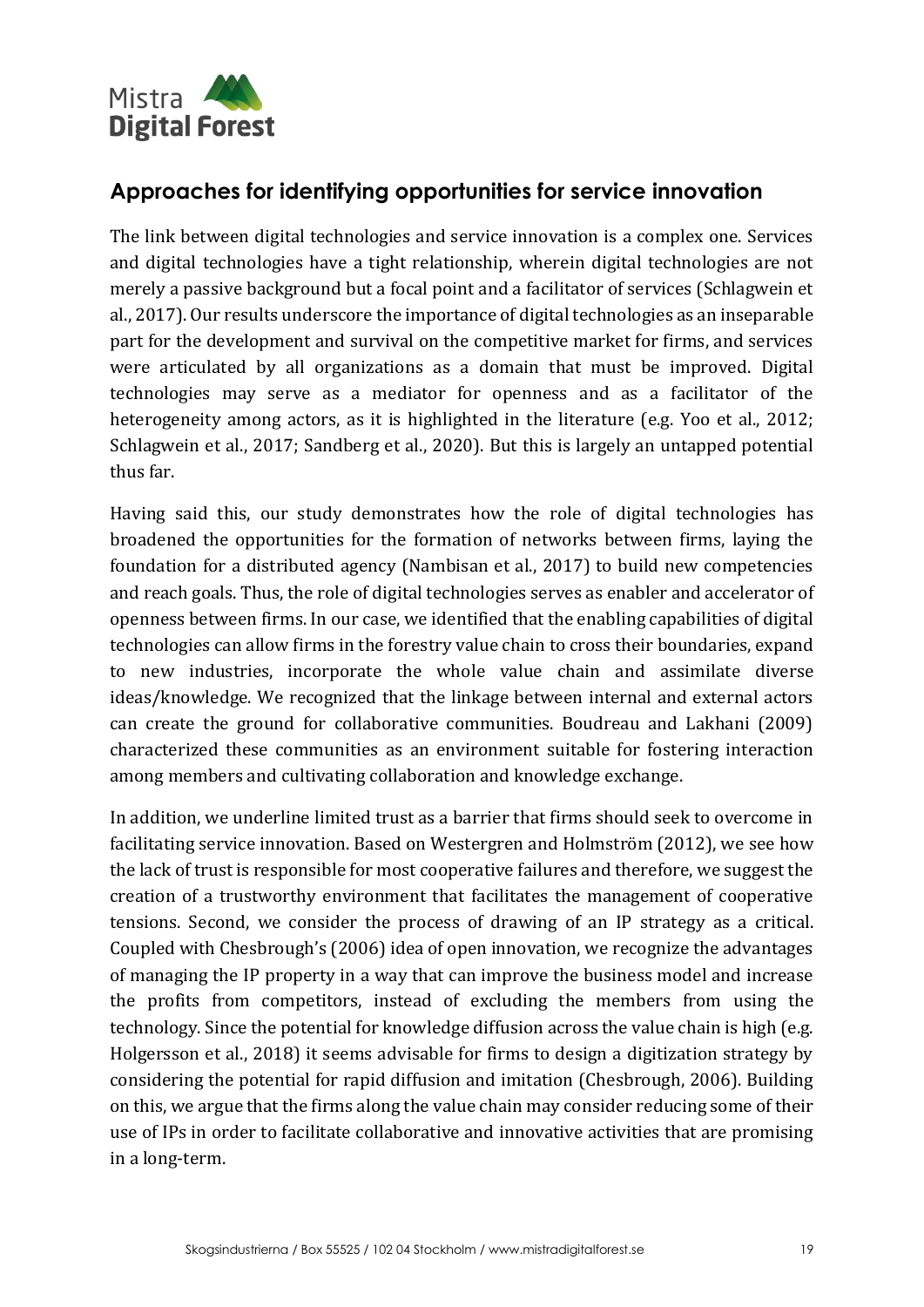## Approaches for identifying opportunities for service innovation

The link between digital technologies and service innovation is a complex one. Services and digital technologies have a tight relationship, wherein digital technologies are not merely a passive background but a focal point and a facilitator of services (Schlagwein et al., 2017). Our results underscore the importance of digital technologies as an inseparable part for the development and survival on the competitive market for firms, and services were articulated by all organizations as a domain that must be improved. Digital technologies may serve as a mediator for openness and as a facilitator of the heterogeneity among actors, as it is highlighted in the literature (e.g. Yoo et al., 2012; Schlagwein et al., 2017; Sandberg et al., 2020). But this is largely an untapped potential thus far.

Having said this, our study demonstrates how the role of digital technologies has broadened the opportunities for the formation of networks between firms, laying the foundation for a distributed agency (Nambisan et al., 2017) to build new competencies and reach goals. Thus, the role of digital technologies serves as enabler and accelerator of openness between firms. In our case, we identified that the enabling capabilities of digital technologies can allow firms in the forestry value chain to cross their boundaries, expand to new industries, incorporate the whole value chain and assimilate diverse ideas/knowledge. We recognized that the linkage between internal and external actors can create the ground for collaborative communities. Boudreau and Lakhani (2009) characterized these communities as an environment suitable for fostering interaction among members and cultivating collaboration and knowledge exchange.

In addition, we underline limited trust as a barrier that firms should seek to overcome in facilitating service innovation. Based on Westergren and Holmström (2012), we see how the lack of trust is responsible for most cooperative failures and therefore, we suggest the creation of a trustworthy environment that facilitates the management of cooperative tensions. Second, we consider the process of drawing of an IP strategy as a critical. Coupled with Chesbrough's (2006) idea of open innovation, we recognize the advantages of managing the IP property in a way that can improve the business model and increase the profits from competitors, instead of excluding the members from using the technology. Since the potential for knowledge diffusion across the value chain is high (e.g. Holgersson et al., 2018) it seems advisable for firms to design a digitization strategy by considering the potential for rapid diffusion and imitation (Chesbrough, 2006). Building on this, we argue that the firms along the value chain may consider reducing some of their use of IPs in order to facilitate collaborative and innovative activities that are promising in a long-term.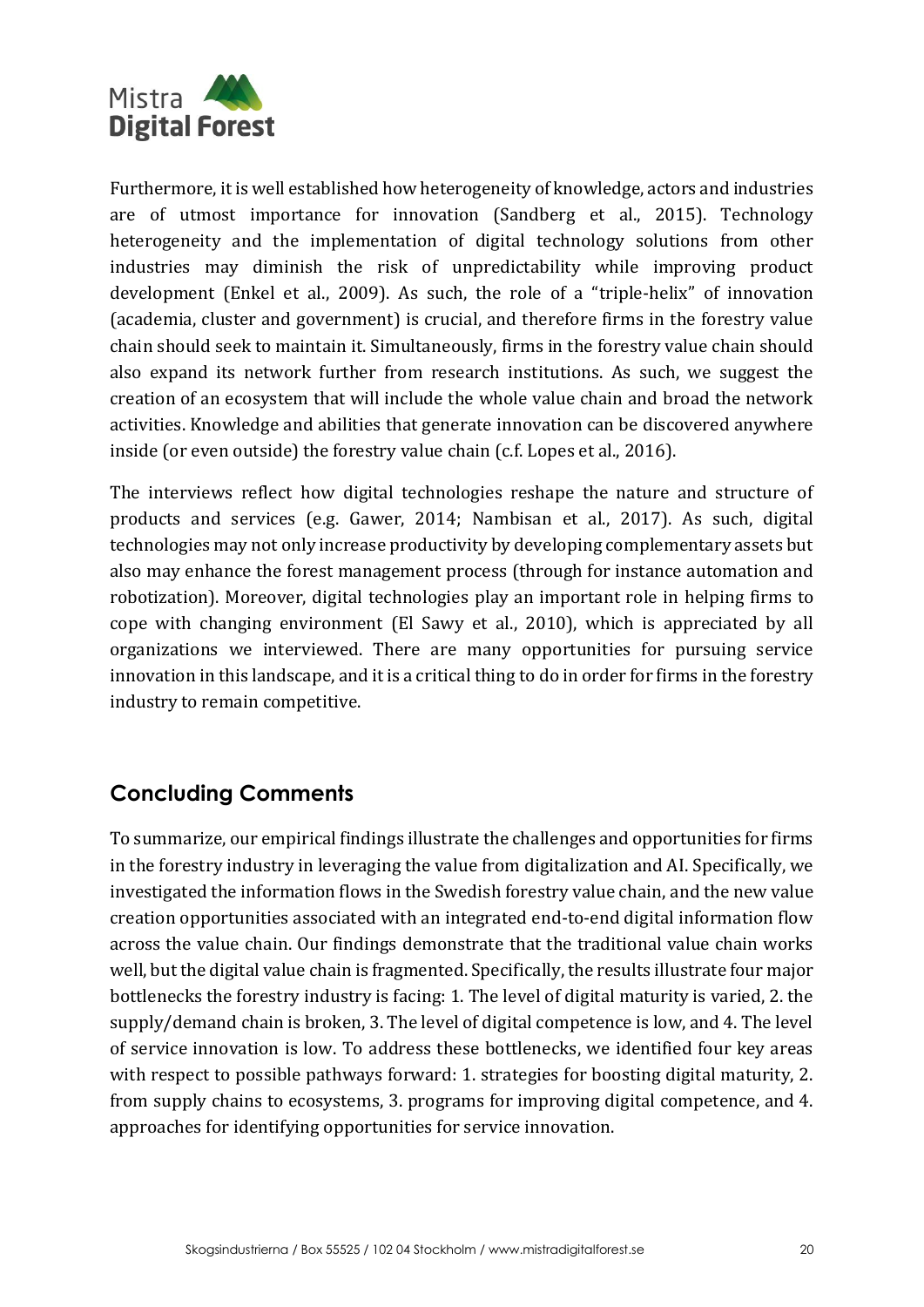Furthermore, it is well established how heterogeneity of knowledge, actors and industries are of utmost importance for innovation (Sandberg et al., 2015). Technology heterogeneity and the implementation of digital technology solutions from other industries may diminish the risk of unpredictability while improving product development (Enkel et al., 2009). As such, the role of a "triple-helix" of innovation (academia, cluster and government) is crucial, and therefore firms in the forestry value chain should seek to maintain it. Simultaneously, firms in the forestry value chain should also expand its network further from research institutions. As such, we suggest the creation of an ecosystem that will include the whole value chain and broad the network activities. Knowledge and abilities that generate innovation can be discovered anywhere inside (or even outside) the forestry value chain (c.f. Lopes et al., 2016).

The interviews reflect how digital technologies reshape the nature and structure of products and services (e.g. Gawer, 2014; Nambisan et al., 2017). As such, digital technologies may not only increase productivity by developing complementary assets but also may enhance the forest management process (through for instance automation and robotization). Moreover, digital technologies play an important role in helping firms to cope with changing environment (El Sawy et al., 2010), which is appreciated by all organizations we interviewed. There are many opportunities for pursuing service innovation in this landscape, and it is a critical thing to do in order for firms in the forestry industry to remain competitive.

## Concluding Comments

To summarize, our empirical findings illustrate the challenges and opportunities for firms in the forestry industry in leveraging the value from digitalization and AI. Specifically, we investigated the information flows in the Swedish forestry value chain, and the new value creation opportunities associated with an integrated end-to-end digital information flow across the value chain. Our findings demonstrate that the traditional value chain works well, but the digital value chain is fragmented. Specifically, the results illustrate four major bottlenecks the forestry industry is facing: 1. The level of digital maturity is varied, 2. the supply/demand chain is broken, 3. The level of digital competence is low, and 4. The level of service innovation is low. To address these bottlenecks, we identified four key areas with respect to possible pathways forward: 1. strategies for boosting digital maturity, 2. from supply chains to ecosystems, 3. programs for improving digital competence, and 4. approaches for identifying opportunities for service innovation.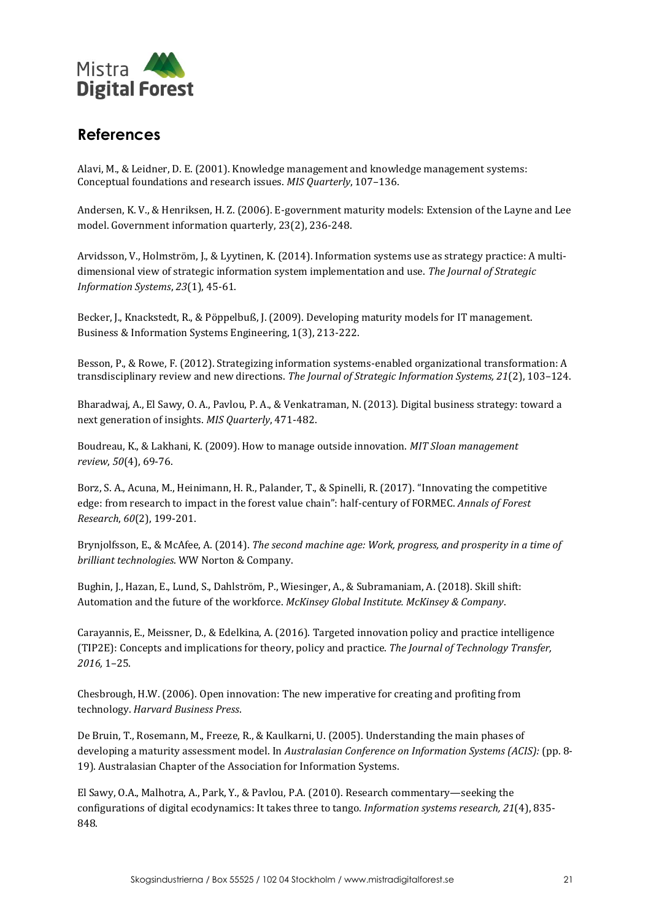## References

Alavi, M., & Leidner, D. E. (2001). Knowledge management and knowledge management systems: Conceptual foundations and research issues. *MIS Quarterly*, 107–136.

Andersen, K. V., & Henriksen, H. Z. (2006). E-government maturity models: Extension of the Layne and Lee model. Government information quarterly, 23(2), 236-248.

Arvidsson, V., Holmström, J., & Lyytinen, K. (2014). Information systems use as strategy practice: A multi-dimensional view of strategic information system implementation and use. *The Journal of Strategic Information Systems*, *23*(1), 45-61.

Becker, J., Knackstedt, R., & Pöppelbuß, J. (2009). Developing maturity models for IT management. Business & Information Systems Engineering, 1(3), 213-222.

Besson, P., & Rowe, F. (2012). Strategizing information systems-enabled organizational transformation: A transdisciplinary review and new directions. *The Journal of Strategic Information Systems, 21*(2), 103–124.

Bharadwaj, A., El Sawy, O. A., Pavlou, P. A., & Venkatraman, N. (2013). Digital business strategy: toward a next generation of insights. *MIS Quarterly*, 471-482.

Boudreau, K., & Lakhani, K. (2009). How to manage outside innovation. *MIT Sloan management review*, *50*(4), 69-76.

Borz, S. A., Acuna, M., Heinimann, H. R., Palander, T., & Spinelli, R. (2017). "Innovating the competitive edge: from research to impact in the forest value chain": half-century of FORMEC. *Annals of Forest Research*, *60*(2), 199-201.

Brynjolfsson, E., & McAfee, A. (2014). *The second machine age: Work, progress, and prosperity in a time of brilliant technologies*. WW Norton & Company.

Bughin, J., Hazan, E., Lund, S., Dahlström, P., Wiesinger, A., & Subramaniam, A. (2018). Skill shift: Automation and the future of the workforce. *McKinsey Global Institute. McKinsey & Company*.

Carayannis, E., Meissner, D., & Edelkina, A. (2016). Targeted innovation policy and practice intelligence (TIP2E): Concepts and implications for theory, policy and practice. *The Journal of Technology Transfer, 2016,* 1–25.

Chesbrough, H.W. (2006). Open innovation: The new imperative for creating and profiting from technology. *Harvard Business Press*.

De Bruin, T., Rosemann, M., Freeze, R., & Kaulkarni, U. (2005). Understanding the main phases of developing a maturity assessment model. In *Australasian Conference on Information Systems (ACIS):* (pp. 8-19). Australasian Chapter of the Association for Information Systems.

El Sawy, O.A., Malhotra, A., Park, Y., & Pavlou, P.A. (2010). Research commentary—seeking the configurations of digital ecodynamics: It takes three to tango. *Information systems research, 21*(4), 835-848.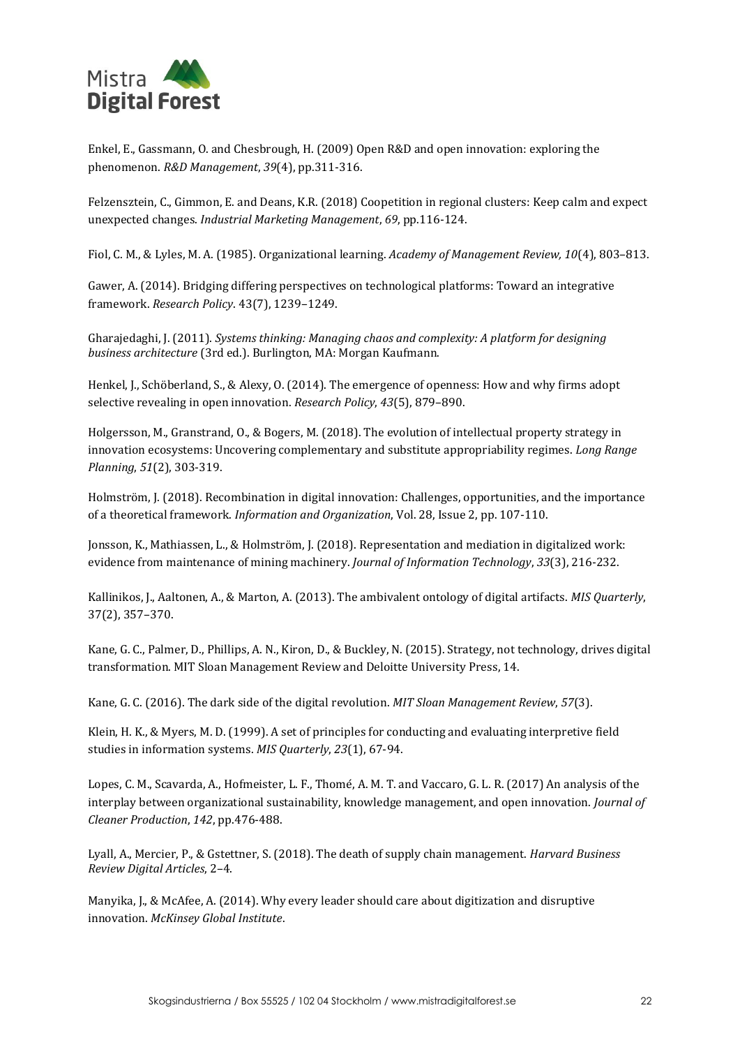Enkel, E., Gassmann, O. and Chesbrough, H. (2009) Open R&D and open innovation: exploring the phenomenon. *R&D Management*, *39*(4), pp.311-316.

Felzensztein, C., Gimmon, E. and Deans, K.R. (2018) Coopetition in regional clusters: Keep calm and expect unexpected changes. *Industrial Marketing Management*, *69*, pp.116-124.

Fiol, C. M., & Lyles, M. A. (1985). Organizational learning. *Academy of Management Review, 10*(4), 803–813.

Gawer, A. (2014). Bridging differing perspectives on technological platforms: Toward an integrative framework. *Research Policy*. 43(7), 1239–1249.

Gharajedaghi, J. (2011). *Systems thinking: Managing chaos and complexity: A platform for designing business architecture* (3rd ed.). Burlington, MA: Morgan Kaufmann.

Henkel, J., Schöberland, S., & Alexy, O. (2014). The emergence of openness: How and why firms adopt selective revealing in open innovation. *Research Policy*, *43*(5), 879–890.

Holgersson, M., Granstrand, O., & Bogers, M. (2018). The evolution of intellectual property strategy in innovation ecosystems: Uncovering complementary and substitute appropriability regimes. *Long Range Planning*, *51*(2), 303-319.

Holmström, J. (2018). Recombination in digital innovation: Challenges, opportunities, and the importance of a theoretical framework. *Information and Organization*, Vol. 28, Issue 2, pp. 107-110.

Jonsson, K., Mathiassen, L., & Holmström, J. (2018). Representation and mediation in digitalized work: evidence from maintenance of mining machinery. *Journal of Information Technology*, *33*(3), 216-232.

Kallinikos, J., Aaltonen, A., & Marton, A. (2013). The ambivalent ontology of digital artifacts. *MIS Quarterly*, 37(2), 357–370.

Kane, G. C., Palmer, D., Phillips, A. N., Kiron, D., & Buckley, N. (2015). Strategy, not technology, drives digital transformation. MIT Sloan Management Review and Deloitte University Press, 14.

Kane, G. C. (2016). The dark side of the digital revolution. *MIT Sloan Management Review*, *57*(3).

Klein, H. K., & Myers, M. D. (1999). A set of principles for conducting and evaluating interpretive field studies in information systems. *MIS Quarterly*, *23*(1), 67-94.

Lopes, C. M., Scavarda, A., Hofmeister, L. F., Thomé, A. M. T. and Vaccaro, G. L. R. (2017) An analysis of the interplay between organizational sustainability, knowledge management, and open innovation. *Journal of Cleaner Production*, *142*, pp.476-488.

Lyall, A., Mercier, P., & Gstettner, S. (2018). The death of supply chain management. *Harvard Business Review Digital Articles*, 2–4.

Manyika, J., & McAfee, A. (2014). Why every leader should care about digitization and disruptive innovation. *McKinsey Global Institute*.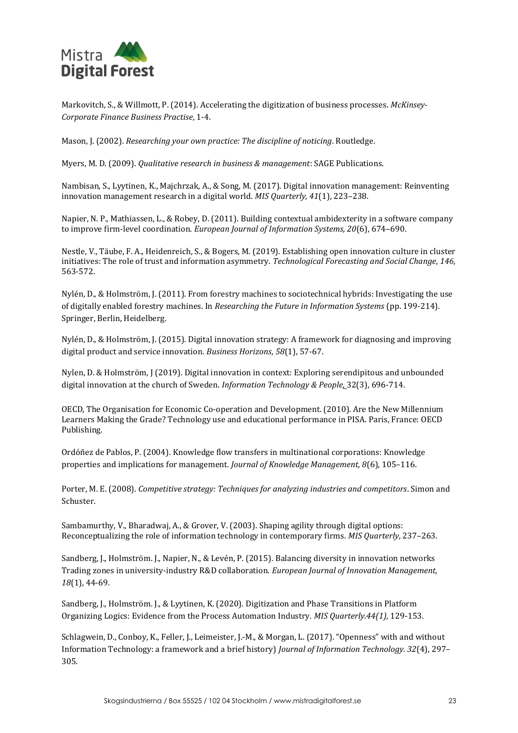Markovitch, S., & Willmott, P. (2014). Accelerating the digitization of business processes. *McKinsey-Corporate Finance Business Practise*, 1-4.

Mason, J. (2002). *Researching your own practice: The discipline of noticing*. Routledge.

Myers, M. D. (2009). *Qualitative research in business & management*: SAGE Publications.

Nambisan, S., Lyytinen, K., Majchrzak, A., & Song, M. (2017). Digital innovation management: Reinventing innovation management research in a digital world. *MIS Quarterly, 41*(1), 223–238.

Napier, N. P., Mathiassen, L., & Robey, D. (2011). Building contextual ambidexterity in a software company to improve firm-level coordination. *European Journal of Information Systems, 20*(6), 674–690.

Nestle, V., Täube, F. A., Heidenreich, S., & Bogers, M. (2019). Establishing open innovation culture in cluster initiatives: The role of trust and information asymmetry. *Technological Forecasting and Social Change*, *146*, 563-572.

Nylén, D., & Holmström, J. (2011). From forestry machines to sociotechnical hybrids: Investigating the use of digitally enabled forestry machines. In *Researching the Future in Information Systems* (pp. 199-214). Springer, Berlin, Heidelberg.

Nylén, D., & Holmström, J. (2015). Digital innovation strategy: A framework for diagnosing and improving digital product and service innovation. *Business Horizons*, *58*(1), 57-67.

Nylen, D. & Holmström, J (2019). Digital innovation in context: Exploring serendipitous and unbounded digital innovation at the church of Sweden. *Information Technology & People*, 32(3), 696-714.

OECD, The Organisation for Economic Co-operation and Development. (2010). Are the New Millennium Learners Making the Grade? Technology use and educational performance in PISA. Paris, France: OECD Publishing.

Ordóñez de Pablos, P. (2004). Knowledge flow transfers in multinational corporations: Knowledge properties and implications for management. *Journal of Knowledge Management, 8*(6), 105–116.

Porter, M. E. (2008). *Competitive strategy: Techniques for analyzing industries and competitors*. Simon and Schuster.

Sambamurthy, V., Bharadwaj, A., & Grover, V. (2003). Shaping agility through digital options: Reconceptualizing the role of information technology in contemporary firms. *MIS Quarterly*, 237–263.

Sandberg, J., Holmström. J., Napier, N., & Levén, P. (2015). Balancing diversity in innovation networks Trading zones in university-industry R&D collaboration. *European Journal of Innovation Management, 18*(1), 44-69.

Sandberg, J., Holmström. J., & Lyytinen, K. (2020). Digitization and Phase Transitions in Platform Organizing Logics: Evidence from the Process Automation Industry. *MIS Quarterly.44(1),* 129-153.

Schlagwein, D., Conboy, K., Feller, J., Leimeister, J.-M., & Morgan, L. (2017). "Openness" with and without Information Technology: a framework and a brief history) *Journal of Information Technology. 32*(4), 297–305.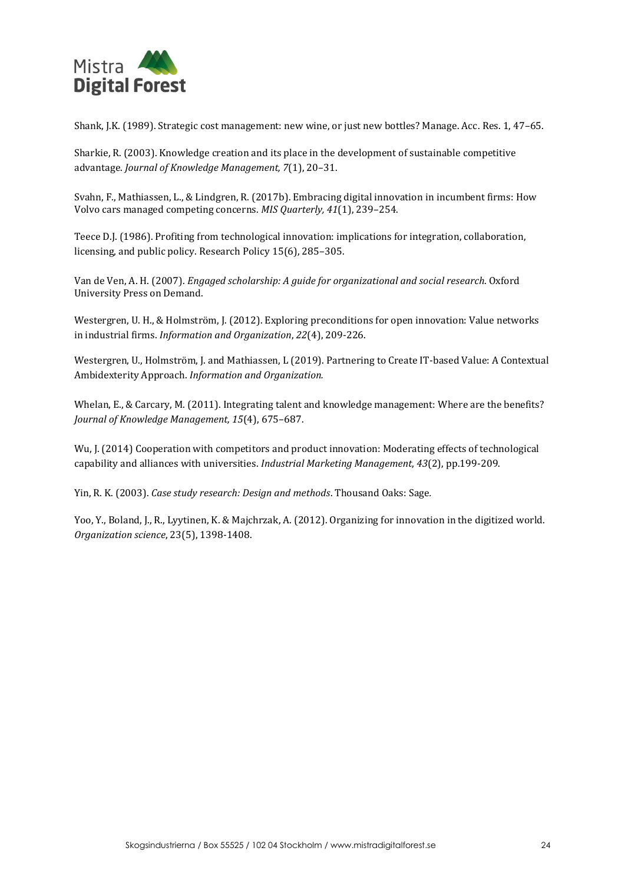Shank, J.K. (1989). Strategic cost management: new wine, or just new bottles? Manage. Acc. Res. 1, 47–65.

Sharkie, R. (2003). Knowledge creation and its place in the development of sustainable competitive advantage. *Journal of Knowledge Management, 7*(1), 20–31.

Svahn, F., Mathiassen, L., & Lindgren, R. (2017b). Embracing digital innovation in incumbent firms: How Volvo cars managed competing concerns. *MIS Quarterly, 41*(1), 239–254.

Teece D.J. (1986). Profiting from technological innovation: implications for integration, collaboration, licensing, and public policy. Research Policy 15(6), 285–305.

Van de Ven, A. H. (2007). *Engaged scholarship: A guide for organizational and social research*. Oxford University Press on Demand.

Westergren, U. H., & Holmström, J. (2012). Exploring preconditions for open innovation: Value networks in industrial firms. *Information and Organization*, *22*(4), 209-226.

Westergren, U., Holmström, J. and Mathiassen, L (2019). Partnering to Create IT-based Value: A Contextual Ambidexterity Approach. *Information and Organization.*

Whelan, E., & Carcary, M. (2011). Integrating talent and knowledge management: Where are the benefits? *Journal of Knowledge Management, 15*(4), 675–687.

Wu, J. (2014) Cooperation with competitors and product innovation: Moderating effects of technological capability and alliances with universities. *Industrial Marketing Management*, *43*(2), pp.199-209.

Yin, R. K. (2003). *Case study research: Design and methods*. Thousand Oaks: Sage.

Yoo, Y., Boland, J., R., Lyytinen, K. & Majchrzak, A. (2012). Organizing for innovation in the digitized world. *Organization science*, 23(5), 1398-1408.